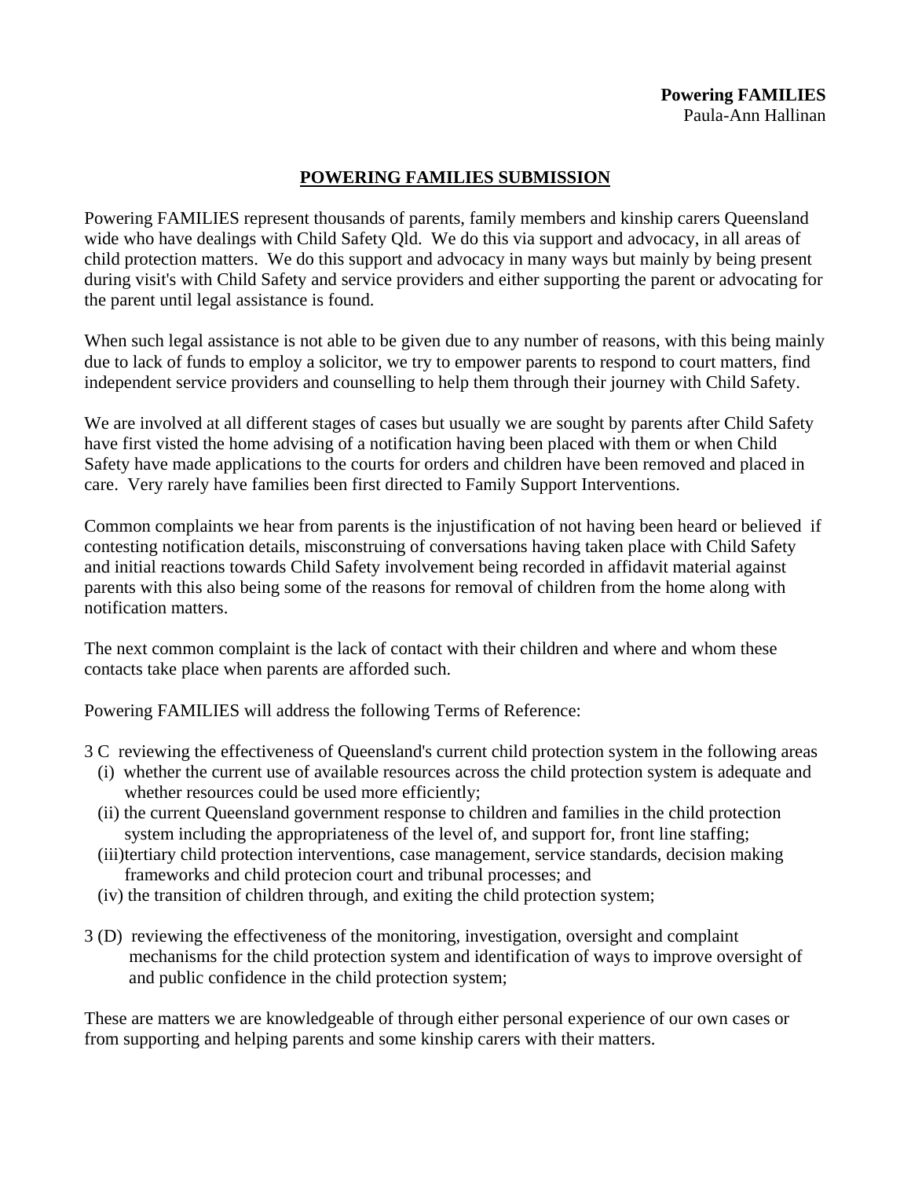**Powering FAMILIES**
Paula-Ann Hallinan

## POWERING FAMILIES SUBMISSION

Powering FAMILIES represent thousands of parents, family members and kinship carers Queensland wide who have dealings with Child Safety Qld. We do this via support and advocacy, in all areas of child protection matters. We do this support and advocacy in many ways but mainly by being present during visit's with Child Safety and service providers and either supporting the parent or advocating for the parent until legal assistance is found.

When such legal assistance is not able to be given due to any number of reasons, with this being mainly due to lack of funds to employ a solicitor, we try to empower parents to respond to court matters, find independent service providers and counselling to help them through their journey with Child Safety.

We are involved at all different stages of cases but usually we are sought by parents after Child Safety have first visted the home advising of a notification having been placed with them or when Child Safety have made applications to the courts for orders and children have been removed and placed in care. Very rarely have families been first directed to Family Support Interventions.

Common complaints we hear from parents is the injustification of not having been heard or believed if contesting notification details, misconstruing of conversations having taken place with Child Safety and initial reactions towards Child Safety involvement being recorded in affidavit material against parents with this also being some of the reasons for removal of children from the home along with notification matters.

The next common complaint is the lack of contact with their children and where and whom these contacts take place when parents are afforded such.

Powering FAMILIES will address the following Terms of Reference:

3 C reviewing the effectiveness of Queensland's current child protection system in the following areas
- (i) whether the current use of available resources across the child protection system is adequate and whether resources could be used more efficiently;
- (ii) the current Queensland government response to children and families in the child protection system including the appropriateness of the level of, and support for, front line staffing;
- (iii) tertiary child protection interventions, case management, service standards, decision making frameworks and child protecion court and tribunal processes; and
- (iv) the transition of children through, and exiting the child protection system;

3 (D) reviewing the effectiveness of the monitoring, investigation, oversight and complaint mechanisms for the child protection system and identification of ways to improve oversight of and public confidence in the child protection system;

These are matters we are knowledgeable of through either personal experience of our own cases or from supporting and helping parents and some kinship carers with their matters.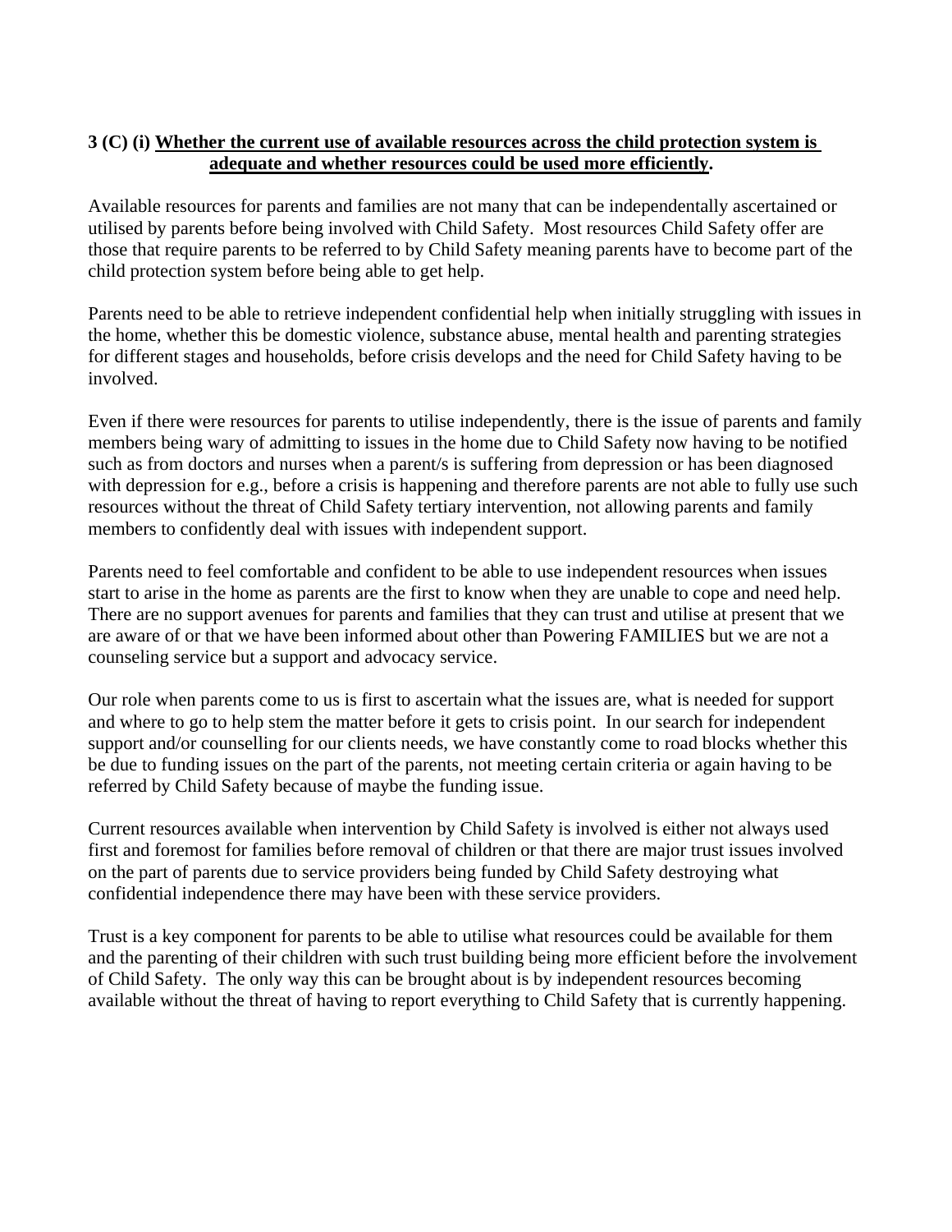**3 (C) (i) <u>Whether the current use of available resources across the child protection system is adequate and whether resources could be used more efficiently</u>.**

Available resources for parents and families are not many that can be independentally ascertained or utilised by parents before being involved with Child Safety. Most resources Child Safety offer are those that require parents to be referred to by Child Safety meaning parents have to become part of the child protection system before being able to get help.

Parents need to be able to retrieve independent confidential help when initially struggling with issues in the home, whether this be domestic violence, substance abuse, mental health and parenting strategies for different stages and households, before crisis develops and the need for Child Safety having to be involved.

Even if there were resources for parents to utilise independently, there is the issue of parents and family members being wary of admitting to issues in the home due to Child Safety now having to be notified such as from doctors and nurses when a parent/s is suffering from depression or has been diagnosed with depression for e.g., before a crisis is happening and therefore parents are not able to fully use such resources without the threat of Child Safety tertiary intervention, not allowing parents and family members to confidently deal with issues with independent support.

Parents need to feel comfortable and confident to be able to use independent resources when issues start to arise in the home as parents are the first to know when they are unable to cope and need help. There are no support avenues for parents and families that they can trust and utilise at present that we are aware of or that we have been informed about other than Powering FAMILIES but we are not a counseling service but a support and advocacy service.

Our role when parents come to us is first to ascertain what the issues are, what is needed for support and where to go to help stem the matter before it gets to crisis point. In our search for independent support and/or counselling for our clients needs, we have constantly come to road blocks whether this be due to funding issues on the part of the parents, not meeting certain criteria or again having to be referred by Child Safety because of maybe the funding issue.

Current resources available when intervention by Child Safety is involved is either not always used first and foremost for families before removal of children or that there are major trust issues involved on the part of parents due to service providers being funded by Child Safety destroying what confidential independence there may have been with these service providers.

Trust is a key component for parents to be able to utilise what resources could be available for them and the parenting of their children with such trust building being more efficient before the involvement of Child Safety. The only way this can be brought about is by independent resources becoming available without the threat of having to report everything to Child Safety that is currently happening.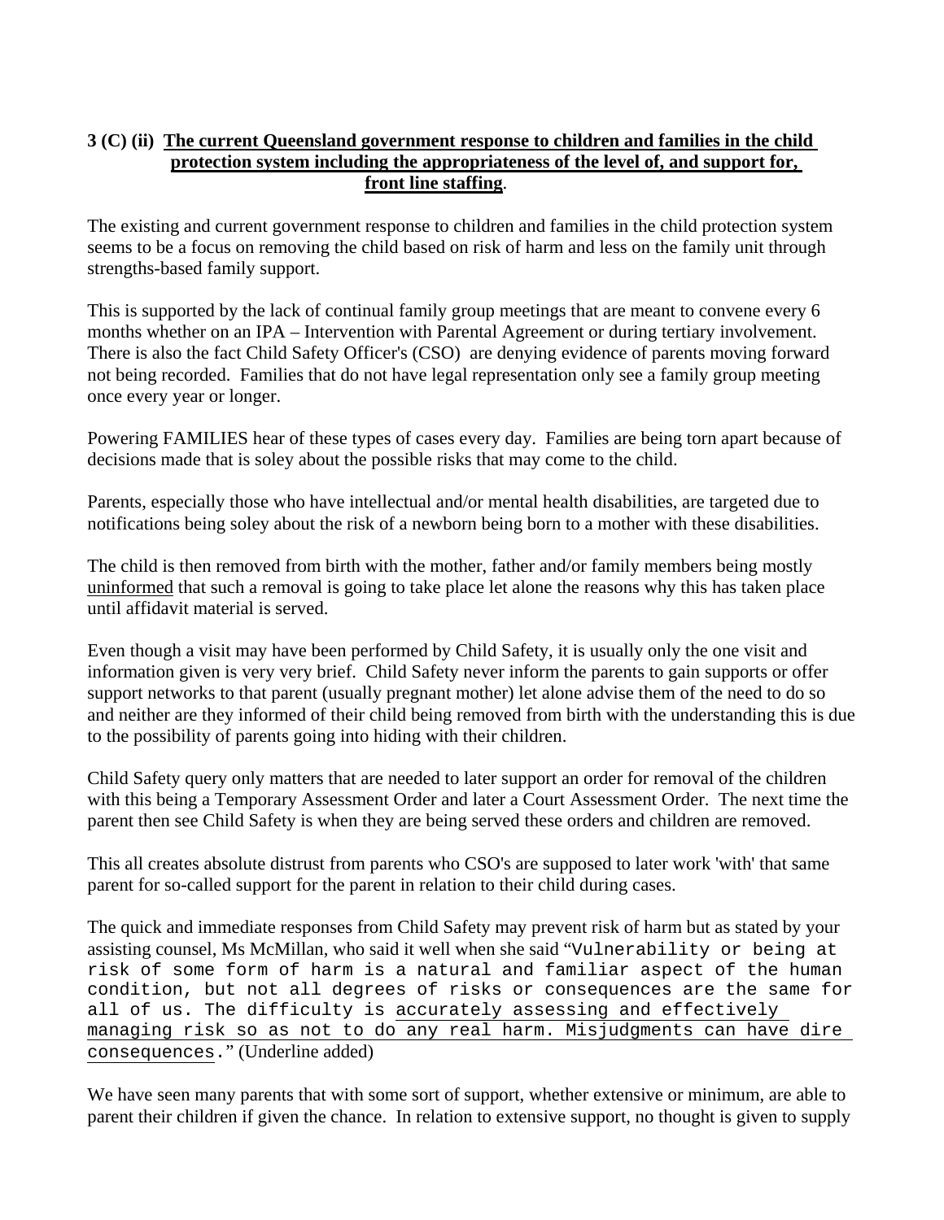**3 (C) (ii) <u>The current Queensland government response to children and families in the child protection system including the appropriateness of the level of, and support for, front line staffing</u>.**

The existing and current government response to children and families in the child protection system seems to be a focus on removing the child based on risk of harm and less on the family unit through strengths-based family support.

This is supported by the lack of continual family group meetings that are meant to convene every 6 months whether on an IPA – Intervention with Parental Agreement or during tertiary involvement. There is also the fact Child Safety Officer's (CSO) are denying evidence of parents moving forward not being recorded. Families that do not have legal representation only see a family group meeting once every year or longer.

Powering FAMILIES hear of these types of cases every day. Families are being torn apart because of decisions made that is soley about the possible risks that may come to the child.

Parents, especially those who have intellectual and/or mental health disabilities, are targeted due to notifications being soley about the risk of a newborn being born to a mother with these disabilities.

The child is then removed from birth with the mother, father and/or family members being mostly <u>uninformed</u> that such a removal is going to take place let alone the reasons why this has taken place until affidavit material is served.

Even though a visit may have been performed by Child Safety, it is usually only the one visit and information given is very very brief. Child Safety never inform the parents to gain supports or offer support networks to that parent (usually pregnant mother) let alone advise them of the need to do so and neither are they informed of their child being removed from birth with the understanding this is due to the possibility of parents going into hiding with their children.

Child Safety query only matters that are needed to later support an order for removal of the children with this being a Temporary Assessment Order and later a Court Assessment Order. The next time the parent then see Child Safety is when they are being served these orders and children are removed.

This all creates absolute distrust from parents who CSO's are supposed to later work 'with' that same parent for so-called support for the parent in relation to their child during cases.

The quick and immediate responses from Child Safety may prevent risk of harm but as stated by your assisting counsel, Ms McMillan, who said it well when she said "`Vulnerability or being at risk of some form of harm is a natural and familiar aspect of the human condition, but not all degrees of risks or consequences are the same for all of us. The difficulty is` <u>`accurately assessing and effectively managing risk so as not to do any real harm. Misjudgments can have dire consequences`</u>`.`" (Underline added)

We have seen many parents that with some sort of support, whether extensive or minimum, are able to parent their children if given the chance. In relation to extensive support, no thought is given to supply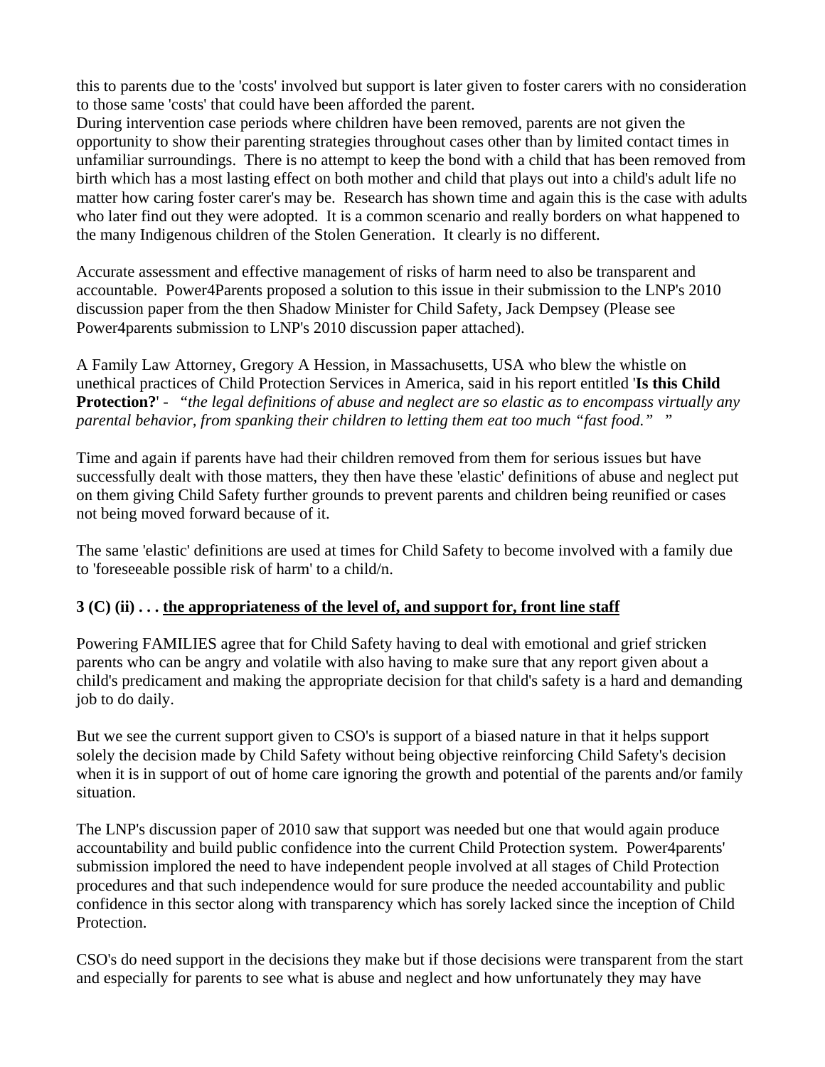this to parents due to the 'costs' involved but support is later given to foster carers with no consideration to those same 'costs' that could have been afforded the parent.
During intervention case periods where children have been removed, parents are not given the opportunity to show their parenting strategies throughout cases other than by limited contact times in unfamiliar surroundings. There is no attempt to keep the bond with a child that has been removed from birth which has a most lasting effect on both mother and child that plays out into a child's adult life no matter how caring foster carer's may be. Research has shown time and again this is the case with adults who later find out they were adopted. It is a common scenario and really borders on what happened to the many Indigenous children of the Stolen Generation. It clearly is no different.

Accurate assessment and effective management of risks of harm need to also be transparent and accountable. Power4Parents proposed a solution to this issue in their submission to the LNP's 2010 discussion paper from the then Shadow Minister for Child Safety, Jack Dempsey (Please see Power4parents submission to LNP's 2010 discussion paper attached).

A Family Law Attorney, Gregory A Hession, in Massachusetts, USA who blew the whistle on unethical practices of Child Protection Services in America, said in his report entitled '**Is this Child Protection?**' - "*the legal definitions of abuse and neglect are so elastic as to encompass virtually any parental behavior, from spanking their children to letting them eat too much "fast food."* "

Time and again if parents have had their children removed from them for serious issues but have successfully dealt with those matters, they then have these 'elastic' definitions of abuse and neglect put on them giving Child Safety further grounds to prevent parents and children being reunified or cases not being moved forward because of it.

The same 'elastic' definitions are used at times for Child Safety to become involved with a family due to 'foreseeable possible risk of harm' to a child/n.

**3 (C) (ii) . . . <u>the appropriateness of the level of, and support for, front line staff</u>**

Powering FAMILIES agree that for Child Safety having to deal with emotional and grief stricken parents who can be angry and volatile with also having to make sure that any report given about a child's predicament and making the appropriate decision for that child's safety is a hard and demanding job to do daily.

But we see the current support given to CSO's is support of a biased nature in that it helps support solely the decision made by Child Safety without being objective reinforcing Child Safety's decision when it is in support of out of home care ignoring the growth and potential of the parents and/or family situation.

The LNP's discussion paper of 2010 saw that support was needed but one that would again produce accountability and build public confidence into the current Child Protection system. Power4parents' submission implored the need to have independent people involved at all stages of Child Protection procedures and that such independence would for sure produce the needed accountability and public confidence in this sector along with transparency which has sorely lacked since the inception of Child Protection.

CSO's do need support in the decisions they make but if those decisions were transparent from the start and especially for parents to see what is abuse and neglect and how unfortunately they may have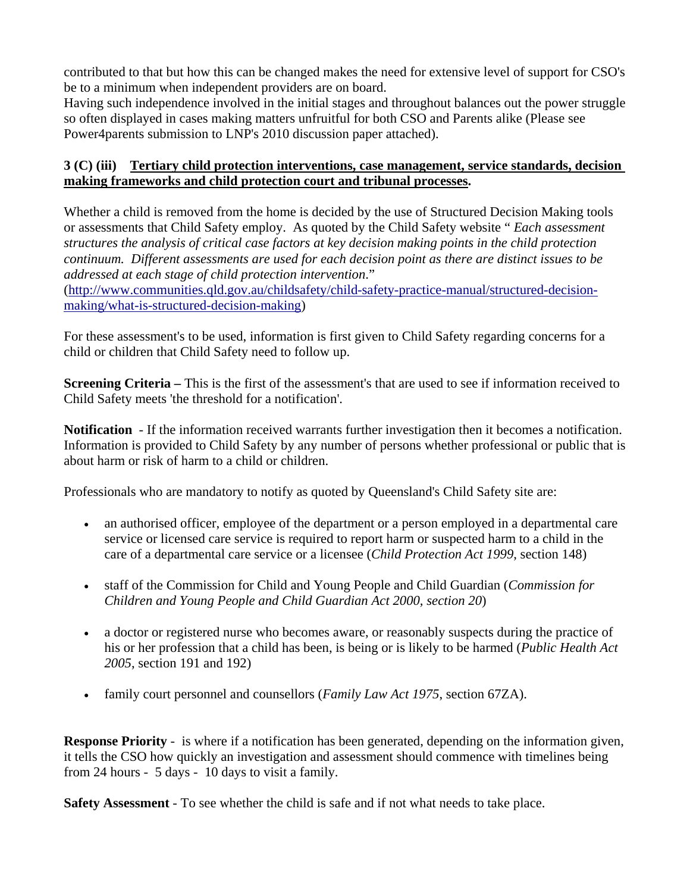contributed to that but how this can be changed makes the need for extensive level of support for CSO's be to a minimum when independent providers are on board.
Having such independence involved in the initial stages and throughout balances out the power struggle so often displayed in cases making matters unfruitful for both CSO and Parents alike (Please see Power4parents submission to LNP's 2010 discussion paper attached).

**3 (C) (iii) <u>Tertiary child protection interventions, case management, service standards, decision making frameworks and child protection court and tribunal processes</u>.**

Whether a child is removed from the home is decided by the use of Structured Decision Making tools or assessments that Child Safety employ. As quoted by the Child Safety website " *Each assessment structures the analysis of critical case factors at key decision making points in the child protection continuum. Different assessments are used for each decision point as there are distinct issues to be addressed at each stage of child protection intervention.*"
(http://www.communities.qld.gov.au/childsafety/child-safety-practice-manual/structured-decision-making/what-is-structured-decision-making)

For these assessment's to be used, information is first given to Child Safety regarding concerns for a child or children that Child Safety need to follow up.

**Screening Criteria –** This is the first of the assessment's that are used to see if information received to Child Safety meets 'the threshold for a notification'.

**Notification** - If the information received warrants further investigation then it becomes a notification. Information is provided to Child Safety by any number of persons whether professional or public that is about harm or risk of harm to a child or children.

Professionals who are mandatory to notify as quoted by Queensland's Child Safety site are:

- an authorised officer, employee of the department or a person employed in a departmental care service or licensed care service is required to report harm or suspected harm to a child in the care of a departmental care service or a licensee (*Child Protection Act 1999*, section 148)

- staff of the Commission for Child and Young People and Child Guardian (*Commission for Children and Young People and Child Guardian Act 2000, section 20*)

- a doctor or registered nurse who becomes aware, or reasonably suspects during the practice of his or her profession that a child has been, is being or is likely to be harmed (*Public Health Act 2005*, section 191 and 192)

- family court personnel and counsellors (*Family Law Act 1975*, section 67ZA).

**Response Priority** - is where if a notification has been generated, depending on the information given, it tells the CSO how quickly an investigation and assessment should commence with timelines being from 24 hours - 5 days - 10 days to visit a family.

**Safety Assessment** - To see whether the child is safe and if not what needs to take place.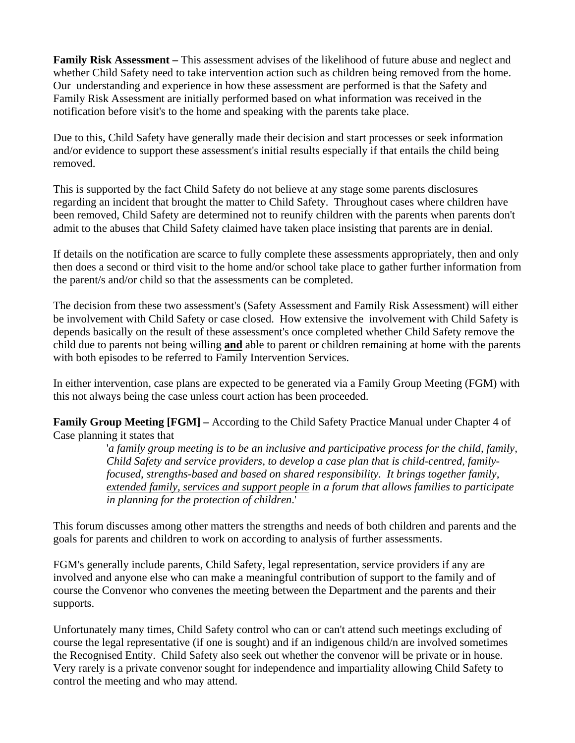**Family Risk Assessment –** This assessment advises of the likelihood of future abuse and neglect and whether Child Safety need to take intervention action such as children being removed from the home. Our understanding and experience in how these assessment are performed is that the Safety and Family Risk Assessment are initially performed based on what information was received in the notification before visit's to the home and speaking with the parents take place.

Due to this, Child Safety have generally made their decision and start processes or seek information and/or evidence to support these assessment's initial results especially if that entails the child being removed.

This is supported by the fact Child Safety do not believe at any stage some parents disclosures regarding an incident that brought the matter to Child Safety. Throughout cases where children have been removed, Child Safety are determined not to reunify children with the parents when parents don't admit to the abuses that Child Safety claimed have taken place insisting that parents are in denial.

If details on the notification are scarce to fully complete these assessments appropriately, then and only then does a second or third visit to the home and/or school take place to gather further information from the parent/s and/or child so that the assessments can be completed.

The decision from these two assessment's (Safety Assessment and Family Risk Assessment) will either be involvement with Child Safety or case closed. How extensive the involvement with Child Safety is depends basically on the result of these assessment's once completed whether Child Safety remove the child due to parents not being willing **and** able to parent or children remaining at home with the parents with both episodes to be referred to Family Intervention Services.

In either intervention, case plans are expected to be generated via a Family Group Meeting (FGM) with this not always being the case unless court action has been proceeded.

**Family Group Meeting [FGM] –** According to the Child Safety Practice Manual under Chapter 4 of Case planning it states that

> '*a family group meeting is to be an inclusive and participative process for the child, family, Child Safety and service providers, to develop a case plan that is child-centred, family-focused, strengths-based and based on shared responsibility. It brings together family, extended family, services and support people in a forum that allows families to participate in planning for the protection of children*.'

This forum discusses among other matters the strengths and needs of both children and parents and the goals for parents and children to work on according to analysis of further assessments.

FGM's generally include parents, Child Safety, legal representation, service providers if any are involved and anyone else who can make a meaningful contribution of support to the family and of course the Convenor who convenes the meeting between the Department and the parents and their supports.

Unfortunately many times, Child Safety control who can or can't attend such meetings excluding of course the legal representative (if one is sought) and if an indigenous child/n are involved sometimes the Recognised Entity. Child Safety also seek out whether the convenor will be private or in house. Very rarely is a private convenor sought for independence and impartiality allowing Child Safety to control the meeting and who may attend.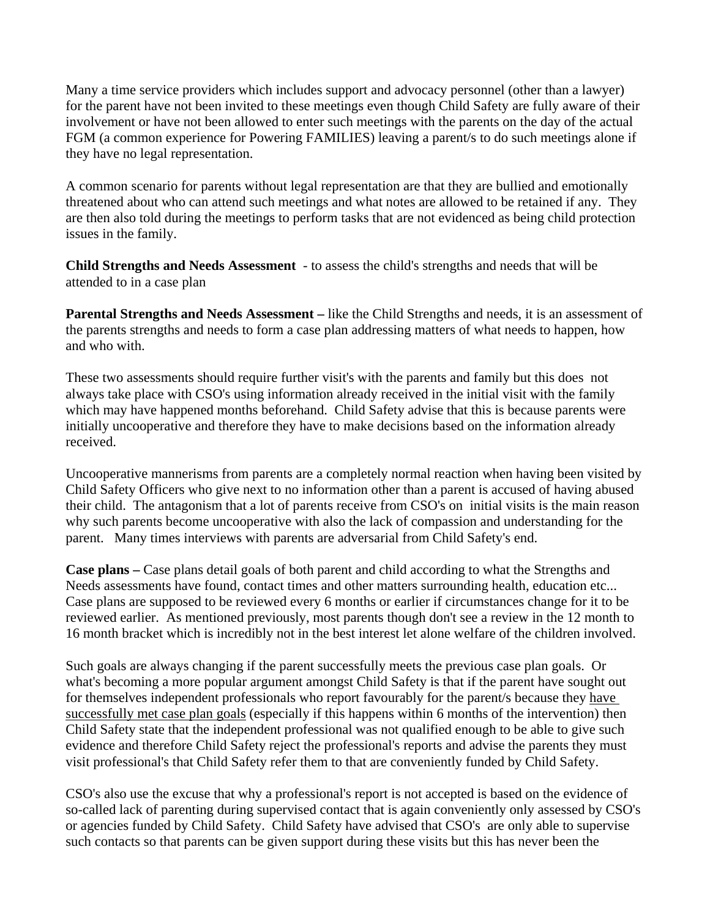Many a time service providers which includes support and advocacy personnel (other than a lawyer) for the parent have not been invited to these meetings even though Child Safety are fully aware of their involvement or have not been allowed to enter such meetings with the parents on the day of the actual FGM (a common experience for Powering FAMILIES) leaving a parent/s to do such meetings alone if they have no legal representation.

A common scenario for parents without legal representation are that they are bullied and emotionally threatened about who can attend such meetings and what notes are allowed to be retained if any. They are then also told during the meetings to perform tasks that are not evidenced as being child protection issues in the family.

**Child Strengths and Needs Assessment** - to assess the child's strengths and needs that will be attended to in a case plan

**Parental Strengths and Needs Assessment –** like the Child Strengths and needs, it is an assessment of the parents strengths and needs to form a case plan addressing matters of what needs to happen, how and who with.

These two assessments should require further visit's with the parents and family but this does not always take place with CSO's using information already received in the initial visit with the family which may have happened months beforehand. Child Safety advise that this is because parents were initially uncooperative and therefore they have to make decisions based on the information already received.

Uncooperative mannerisms from parents are a completely normal reaction when having been visited by Child Safety Officers who give next to no information other than a parent is accused of having abused their child. The antagonism that a lot of parents receive from CSO's on initial visits is the main reason why such parents become uncooperative with also the lack of compassion and understanding for the parent. Many times interviews with parents are adversarial from Child Safety's end.

**Case plans –** Case plans detail goals of both parent and child according to what the Strengths and Needs assessments have found, contact times and other matters surrounding health, education etc... Case plans are supposed to be reviewed every 6 months or earlier if circumstances change for it to be reviewed earlier. As mentioned previously, most parents though don't see a review in the 12 month to 16 month bracket which is incredibly not in the best interest let alone welfare of the children involved.

Such goals are always changing if the parent successfully meets the previous case plan goals. Or what's becoming a more popular argument amongst Child Safety is that if the parent have sought out for themselves independent professionals who report favourably for the parent/s because they <u>have successfully met case plan goals</u> (especially if this happens within 6 months of the intervention) then Child Safety state that the independent professional was not qualified enough to be able to give such evidence and therefore Child Safety reject the professional's reports and advise the parents they must visit professional's that Child Safety refer them to that are conveniently funded by Child Safety.

CSO's also use the excuse that why a professional's report is not accepted is based on the evidence of so-called lack of parenting during supervised contact that is again conveniently only assessed by CSO's or agencies funded by Child Safety. Child Safety have advised that CSO's are only able to supervise such contacts so that parents can be given support during these visits but this has never been the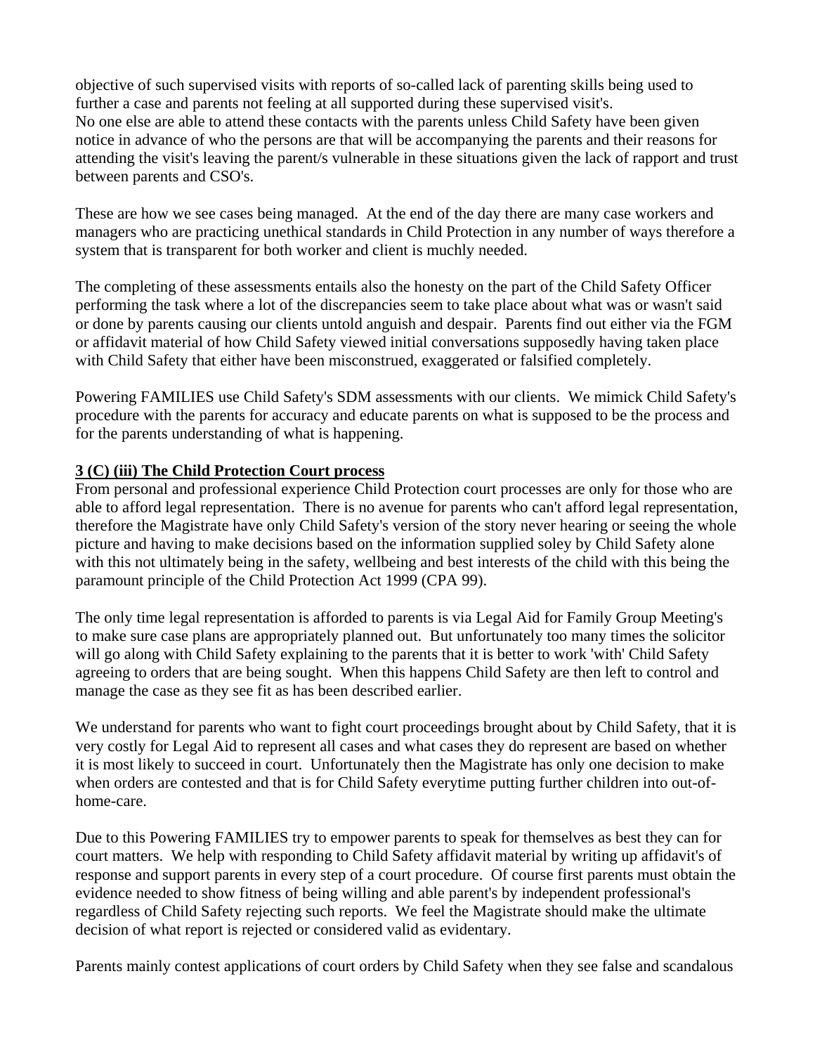objective of such supervised visits with reports of so-called lack of parenting skills being used to further a case and parents not feeling at all supported during these supervised visit's.
No one else are able to attend these contacts with the parents unless Child Safety have been given notice in advance of who the persons are that will be accompanying the parents and their reasons for attending the visit's leaving the parent/s vulnerable in these situations given the lack of rapport and trust between parents and CSO's.

These are how we see cases being managed. At the end of the day there are many case workers and managers who are practicing unethical standards in Child Protection in any number of ways therefore a system that is transparent for both worker and client is muchly needed.

The completing of these assessments entails also the honesty on the part of the Child Safety Officer performing the task where a lot of the discrepancies seem to take place about what was or wasn't said or done by parents causing our clients untold anguish and despair. Parents find out either via the FGM or affidavit material of how Child Safety viewed initial conversations supposedly having taken place with Child Safety that either have been misconstrued, exaggerated or falsified completely.

Powering FAMILIES use Child Safety's SDM assessments with our clients. We mimick Child Safety's procedure with the parents for accuracy and educate parents on what is supposed to be the process and for the parents understanding of what is happening.

**3 (C) (iii) The Child Protection Court process**

From personal and professional experience Child Protection court processes are only for those who are able to afford legal representation. There is no avenue for parents who can't afford legal representation, therefore the Magistrate have only Child Safety's version of the story never hearing or seeing the whole picture and having to make decisions based on the information supplied soley by Child Safety alone with this not ultimately being in the safety, wellbeing and best interests of the child with this being the paramount principle of the Child Protection Act 1999 (CPA 99).

The only time legal representation is afforded to parents is via Legal Aid for Family Group Meeting's to make sure case plans are appropriately planned out. But unfortunately too many times the solicitor will go along with Child Safety explaining to the parents that it is better to work 'with' Child Safety agreeing to orders that are being sought. When this happens Child Safety are then left to control and manage the case as they see fit as has been described earlier.

We understand for parents who want to fight court proceedings brought about by Child Safety, that it is very costly for Legal Aid to represent all cases and what cases they do represent are based on whether it is most likely to succeed in court. Unfortunately then the Magistrate has only one decision to make when orders are contested and that is for Child Safety everytime putting further children into out-of-home-care.

Due to this Powering FAMILIES try to empower parents to speak for themselves as best they can for court matters. We help with responding to Child Safety affidavit material by writing up affidavit's of response and support parents in every step of a court procedure. Of course first parents must obtain the evidence needed to show fitness of being willing and able parent's by independent professional's regardless of Child Safety rejecting such reports. We feel the Magistrate should make the ultimate decision of what report is rejected or considered valid as evidentary.

Parents mainly contest applications of court orders by Child Safety when they see false and scandalous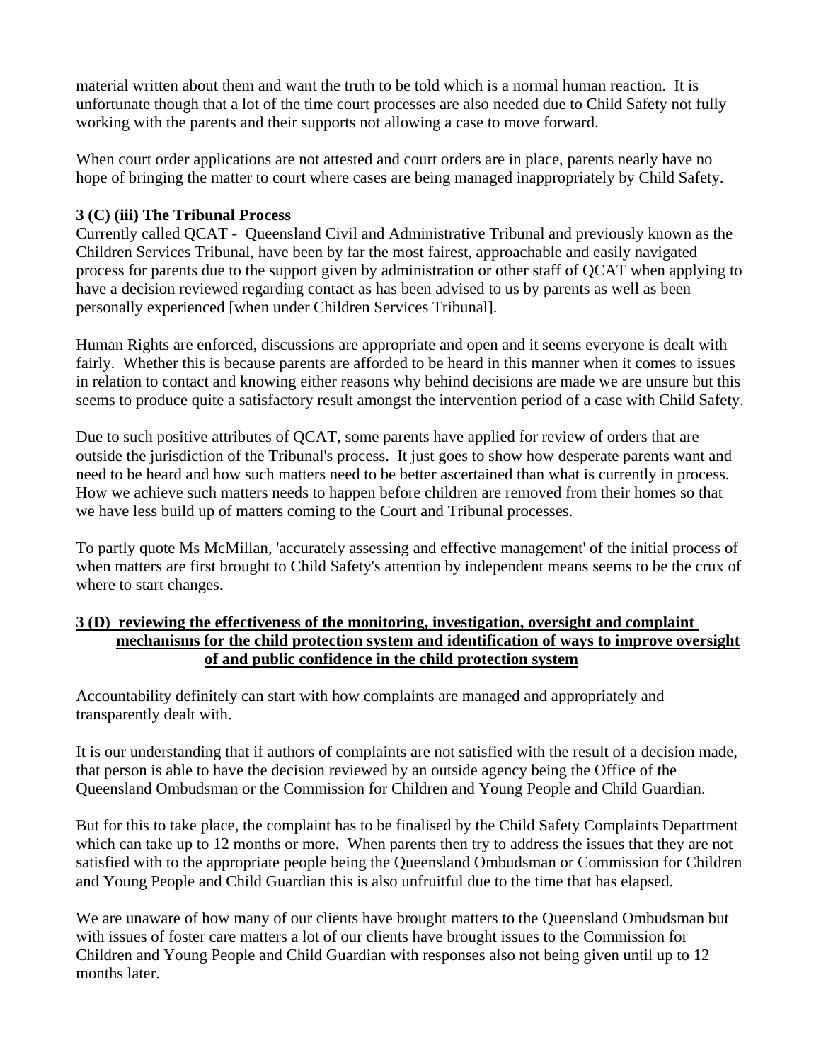material written about them and want the truth to be told which is a normal human reaction. It is unfortunate though that a lot of the time court processes are also needed due to Child Safety not fully working with the parents and their supports not allowing a case to move forward.

When court order applications are not attested and court orders are in place, parents nearly have no hope of bringing the matter to court where cases are being managed inappropriately by Child Safety.

**3 (C) (iii) The Tribunal Process**

Currently called QCAT - Queensland Civil and Administrative Tribunal and previously known as the Children Services Tribunal, have been by far the most fairest, approachable and easily navigated process for parents due to the support given by administration or other staff of QCAT when applying to have a decision reviewed regarding contact as has been advised to us by parents as well as been personally experienced [when under Children Services Tribunal].

Human Rights are enforced, discussions are appropriate and open and it seems everyone is dealt with fairly. Whether this is because parents are afforded to be heard in this manner when it comes to issues in relation to contact and knowing either reasons why behind decisions are made we are unsure but this seems to produce quite a satisfactory result amongst the intervention period of a case with Child Safety.

Due to such positive attributes of QCAT, some parents have applied for review of orders that are outside the jurisdiction of the Tribunal's process. It just goes to show how desperate parents want and need to be heard and how such matters need to be better ascertained than what is currently in process. How we achieve such matters needs to happen before children are removed from their homes so that we have less build up of matters coming to the Court and Tribunal processes.

To partly quote Ms McMillan, 'accurately assessing and effective management' of the initial process of when matters are first brought to Child Safety's attention by independent means seems to be the crux of where to start changes.

**3 (D) reviewing the effectiveness of the monitoring, investigation, oversight and complaint mechanisms for the child protection system and identification of ways to improve oversight of and public confidence in the child protection system**

Accountability definitely can start with how complaints are managed and appropriately and transparently dealt with.

It is our understanding that if authors of complaints are not satisfied with the result of a decision made, that person is able to have the decision reviewed by an outside agency being the Office of the Queensland Ombudsman or the Commission for Children and Young People and Child Guardian.

But for this to take place, the complaint has to be finalised by the Child Safety Complaints Department which can take up to 12 months or more. When parents then try to address the issues that they are not satisfied with to the appropriate people being the Queensland Ombudsman or Commission for Children and Young People and Child Guardian this is also unfruitful due to the time that has elapsed.

We are unaware of how many of our clients have brought matters to the Queensland Ombudsman but with issues of foster care matters a lot of our clients have brought issues to the Commission for Children and Young People and Child Guardian with responses also not being given until up to 12 months later.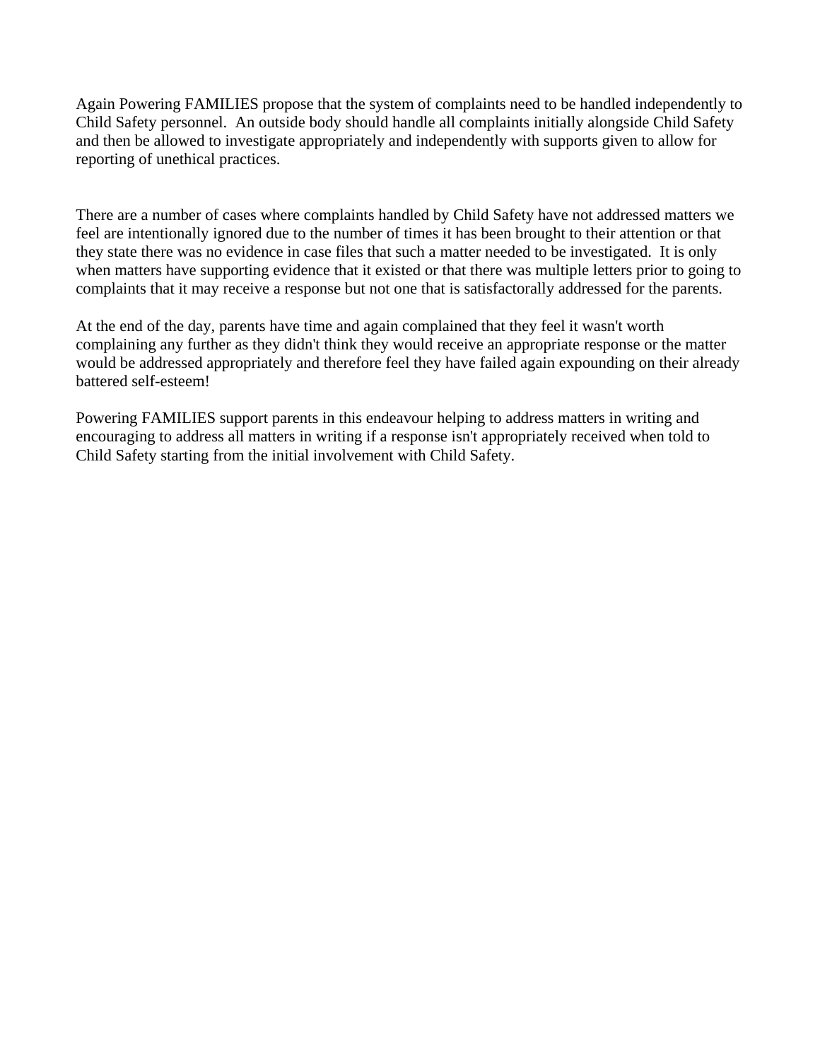Again Powering FAMILIES propose that the system of complaints need to be handled independently to Child Safety personnel. An outside body should handle all complaints initially alongside Child Safety and then be allowed to investigate appropriately and independently with supports given to allow for reporting of unethical practices.

There are a number of cases where complaints handled by Child Safety have not addressed matters we feel are intentionally ignored due to the number of times it has been brought to their attention or that they state there was no evidence in case files that such a matter needed to be investigated. It is only when matters have supporting evidence that it existed or that there was multiple letters prior to going to complaints that it may receive a response but not one that is satisfactorally addressed for the parents.

At the end of the day, parents have time and again complained that they feel it wasn't worth complaining any further as they didn't think they would receive an appropriate response or the matter would be addressed appropriately and therefore feel they have failed again expounding on their already battered self-esteem!

Powering FAMILIES support parents in this endeavour helping to address matters in writing and encouraging to address all matters in writing if a response isn't appropriately received when told to Child Safety starting from the initial involvement with Child Safety.